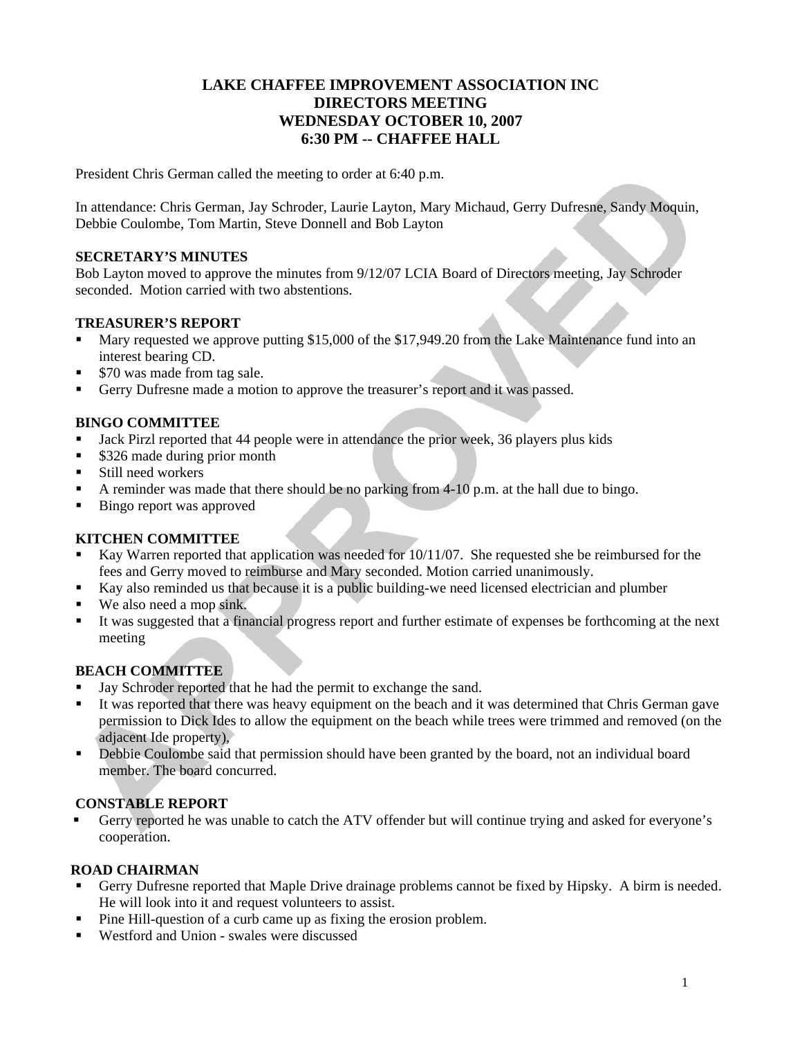# LAKE CHAFFEE IMPROVEMENT ASSOCIATION INC
# DIRECTORS MEETING
# WEDNESDAY OCTOBER 10, 2007
# 6:30 PM -- CHAFFEE HALL

President Chris German called the meeting to order at 6:40 p.m.

In attendance: Chris German, Jay Schroder, Laurie Layton, Mary Michaud, Gerry Dufresne, Sandy Moquin, Debbie Coulombe, Tom Martin, Steve Donnell and Bob Layton

### SECRETARY'S MINUTES

Bob Layton moved to approve the minutes from 9/12/07 LCIA Board of Directors meeting, Jay Schroder seconded. Motion carried with two abstentions.

### TREASURER'S REPORT

- Mary requested we approve putting $15,000 of the $17,949.20 from the Lake Maintenance fund into an interest bearing CD.
- $70 was made from tag sale.
- Gerry Dufresne made a motion to approve the treasurer's report and it was passed.

### BINGO COMMITTEE

- Jack Pirzl reported that 44 people were in attendance the prior week, 36 players plus kids
- $326 made during prior month
- Still need workers
- A reminder was made that there should be no parking from 4-10 p.m. at the hall due to bingo.
- Bingo report was approved

### KITCHEN COMMITTEE

- Kay Warren reported that application was needed for 10/11/07. She requested she be reimbursed for the fees and Gerry moved to reimburse and Mary seconded. Motion carried unanimously.
- Kay also reminded us that because it is a public building-we need licensed electrician and plumber
- We also need a mop sink.
- It was suggested that a financial progress report and further estimate of expenses be forthcoming at the next meeting

### BEACH COMMITTEE

- Jay Schroder reported that he had the permit to exchange the sand.
- It was reported that there was heavy equipment on the beach and it was determined that Chris German gave permission to Dick Ides to allow the equipment on the beach while trees were trimmed and removed (on the adjacent Ide property),
- Debbie Coulombe said that permission should have been granted by the board, not an individual board member. The board concurred.

### CONSTABLE REPORT

- Gerry reported he was unable to catch the ATV offender but will continue trying and asked for everyone's cooperation.

### ROAD CHAIRMAN

- Gerry Dufresne reported that Maple Drive drainage problems cannot be fixed by Hipsky. A birm is needed. He will look into it and request volunteers to assist.
- Pine Hill-question of a curb came up as fixing the erosion problem.
- Westford and Union - swales were discussed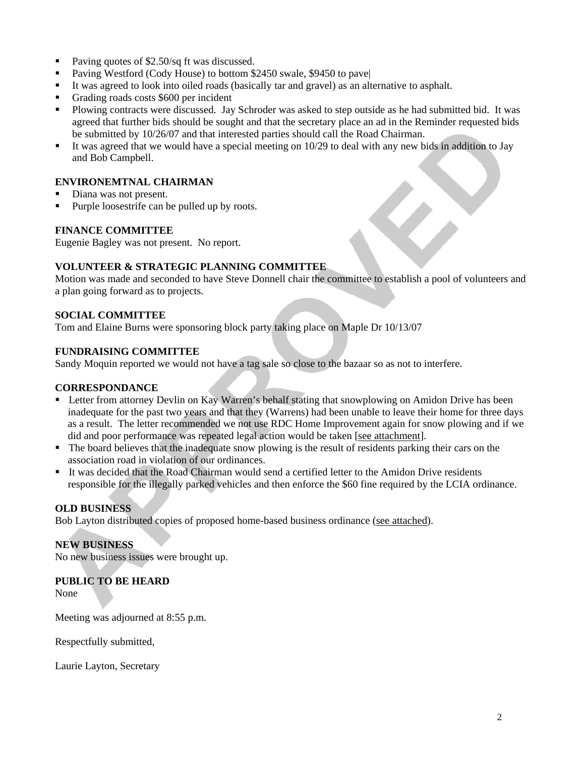- Paving quotes of $2.50/sq ft was discussed.
- Paving Westford (Cody House) to bottom $2450 swale, $9450 to pave
- It was agreed to look into oiled roads (basically tar and gravel) as an alternative to asphalt.
- Grading roads costs $600 per incident
- Plowing contracts were discussed. Jay Schroder was asked to step outside as he had submitted bid. It was agreed that further bids should be sought and that the secretary place an ad in the Reminder requested bids be submitted by 10/26/07 and that interested parties should call the Road Chairman.
- It was agreed that we would have a special meeting on 10/29 to deal with any new bids in addition to Jay and Bob Campbell.

### ENVIRONEMTNAL CHAIRMAN

- Diana was not present.
- Purple loosestrife can be pulled up by roots.

### FINANCE COMMITTEE

Eugenie Bagley was not present. No report.

### VOLUNTEER & STRATEGIC PLANNING COMMITTEE

Motion was made and seconded to have Steve Donnell chair the committee to establish a pool of volunteers and a plan going forward as to projects.

### SOCIAL COMMITTEE

Tom and Elaine Burns were sponsoring block party taking place on Maple Dr 10/13/07

### FUNDRAISING COMMITTEE

Sandy Moquin reported we would not have a tag sale so close to the bazaar so as not to interfere.

### CORRESPONDANCE

- Letter from attorney Devlin on Kay Warren's behalf stating that snowplowing on Amidon Drive has been inadequate for the past two years and that they (Warrens) had been unable to leave their home for three days as a result. The letter recommended we not use RDC Home Improvement again for snow plowing and if we did and poor performance was repeated legal action would be taken [see attachment].
- The board believes that the inadequate snow plowing is the result of residents parking their cars on the association road in violation of our ordinances.
- It was decided that the Road Chairman would send a certified letter to the Amidon Drive residents responsible for the illegally parked vehicles and then enforce the $60 fine required by the LCIA ordinance.

### OLD BUSINESS

Bob Layton distributed copies of proposed home-based business ordinance (see attached).

### NEW BUSINESS

No new business issues were brought up.

### PUBLIC TO BE HEARD

None

Meeting was adjourned at 8:55 p.m.

Respectfully submitted,

Laurie Layton, Secretary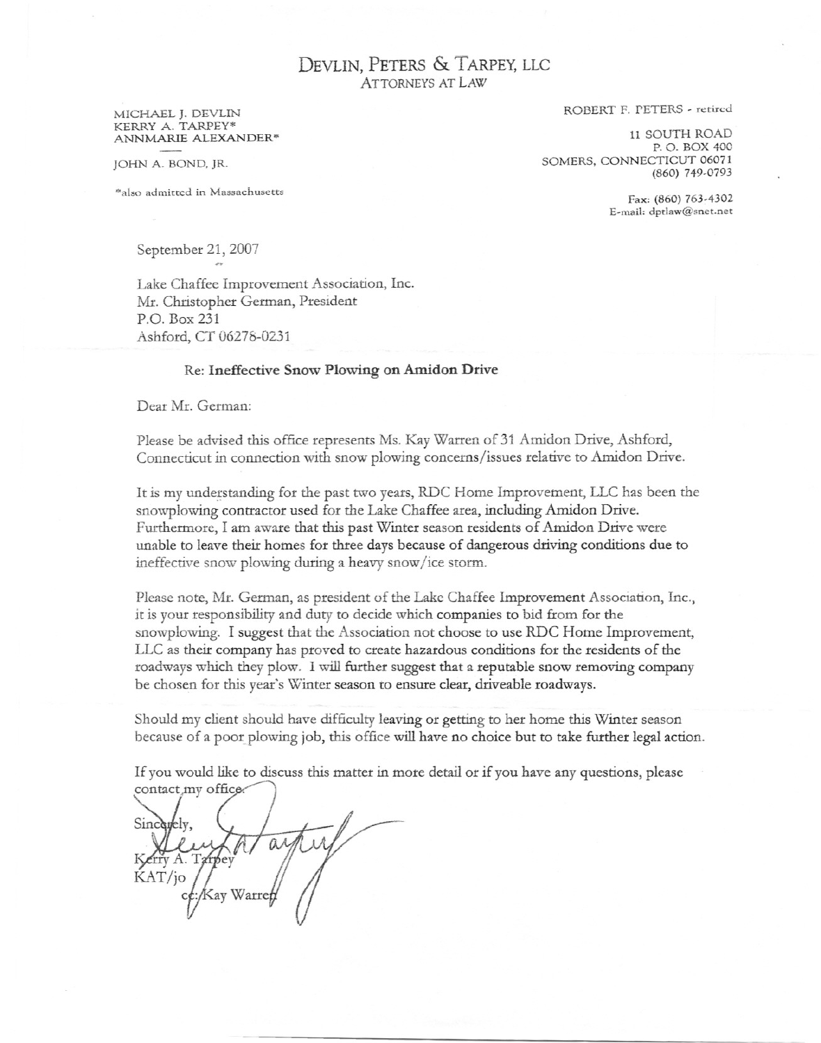# DEVLIN, PETERS & TARPEY, LLC
ATTORNEYS AT LAW

MICHAEL J. DEVLIN
KERRY A. TARPEY*
ANNMARIE ALEXANDER*

JOHN A. BOND, JR.

*also admitted in Massachusetts

ROBERT F. PETERS - retired

11 SOUTH ROAD
P. O. BOX 400
SOMERS, CONNECTICUT 06071
(860) 749-0793

Fax: (860) 763-4302
E-mail: dptlaw@snet.net

September 21, 2007

Lake Chaffee Improvement Association, Inc.
Mr. Christopher German, President
P.O. Box 231
Ashford, CT 06278-0231

Re: **Ineffective Snow Plowing on Amidon Drive**

Dear Mr. German:

Please be advised this office represents Ms. Kay Warren of 31 Amidon Drive, Ashford, Connecticut in connection with snow plowing concerns/issues relative to Amidon Drive.

It is my understanding for the past two years, RDC Home Improvement, LLC has been the snowplowing contractor used for the Lake Chaffee area, including Amidon Drive. Furthermore, I am aware that this past Winter season residents of Amidon Drive were unable to leave their homes for three days because of dangerous driving conditions due to ineffective snow plowing during a heavy snow/ice storm.

Please note, Mr. German, as president of the Lake Chaffee Improvement Association, Inc., it is your responsibility and duty to decide which companies to bid from for the snowplowing. I suggest that the Association not choose to use RDC Home Improvement, LLC as their company has proved to create hazardous conditions for the residents of the roadways which they plow. I will further suggest that a reputable snow removing company be chosen for this year's Winter season to ensure clear, driveable roadways.

Should my client should have difficulty leaving or getting to her home this Winter season because of a poor plowing job, this office will have no choice but to take further legal action.

If you would like to discuss this matter in more detail or if you have any questions, please contact my office.

Sincerely,

Kerry A. Tarpey
KAT/jo
cc: Kay Warren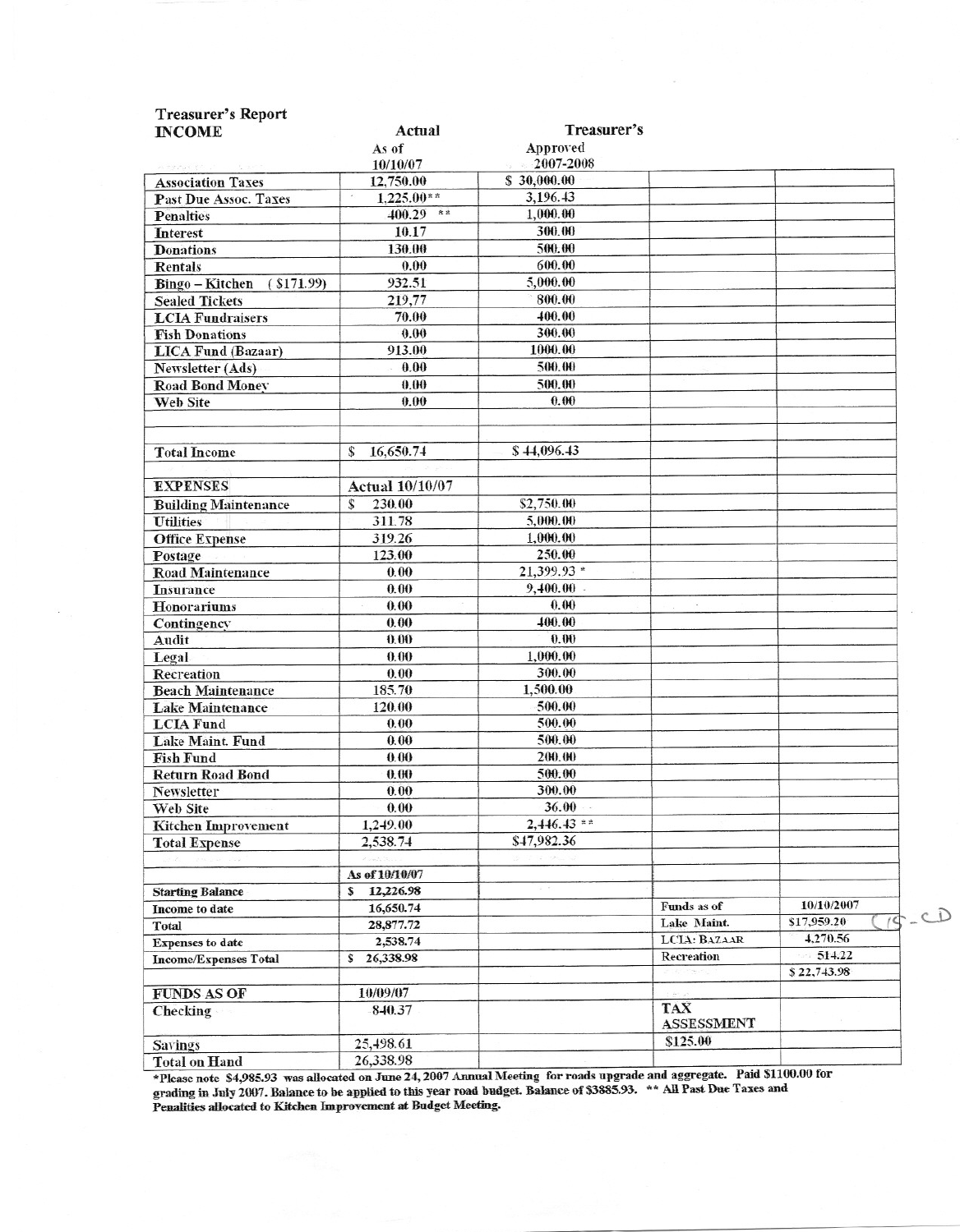## Treasurer's Report

| INCOME | Actual As of 10/10/07 | Treasurer's Approved 2007-2008 | | |
|---|---|---|---|---|
| Association Taxes | 12,750.00 | $ 30,000.00 | | |
| Past Due Assoc. Taxes | 1,225.00** | 3,196.43 | | |
| Penalties | 400.29 ** | 1,000.00 | | |
| Interest | 10.17 | 300.00 | | |
| Donations | 130.00 | 500.00 | | |
| Rentals | 0.00 | 600.00 | | |
| Bingo – Kitchen ($171.99) | 932.51 | 5,000.00 | | |
| Sealed Tickets | 219,77 | 800.00 | | |
| LCIA Fundraisers | 70.00 | 400.00 | | |
| Fish Donations | 0.00 | 300.00 | | |
| LICA Fund (Bazaar) | 913.00 | 1000.00 | | |
| Newsletter (Ads) | 0.00 | 500.00 | | |
| Road Bond Money | 0.00 | 500.00 | | |
| Web Site | 0.00 | 0.00 | | |
| | | | | |
| | | | | |
| Total Income | $ 16,650.74 | $ 44,096.43 | | |
| | | | | |
| EXPENSES | Actual 10/10/07 | | | |
| Building Maintenance | $ 230.00 | $2,750.00 | | |
| Utilities | 311.78 | 5,000.00 | | |
| Office Expense | 319.26 | 1,000.00 | | |
| Postage | 123.00 | 250.00 | | |
| Road Maintenance | 0.00 | 21,399.93 * | | |
| Insurance | 0.00 | 9,400.00 | | |
| Honorariums | 0.00 | 0.00 | | |
| Contingency | 0.00 | 400.00 | | |
| Audit | 0.00 | 0.00 | | |
| Legal | 0.00 | 1,000.00 | | |
| Recreation | 0.00 | 300.00 | | |
| Beach Maintenance | 185.70 | 1,500.00 | | |
| Lake Maintenance | 120.00 | 500.00 | | |
| LCIA Fund | 0.00 | 500.00 | | |
| Lake Maint. Fund | 0.00 | 500.00 | | |
| Fish Fund | 0.00 | 200.00 | | |
| Return Road Bond | 0.00 | 500.00 | | |
| Newsletter | 0.00 | 300.00 | | |
| Web Site | 0.00 | 36.00 | | |
| Kitchen Improvement | 1,249.00 | 2,446.43 ** | | |
| Total Expense | 2,538.74 | $47,982.36 | | |
| | | | | |
| | As of 10/10/07 | | | |
| Starting Balance | $ 12,226.98 | | | |
| Income to date | 16,650.74 | | Funds as of | 10/10/2007 |
| Total | 28,877.72 | | Lake Maint. | $17,959.20 (CD) |
| Expenses to date | 2,538.74 | | LCIA: BAZAAR | 4,270.56 |
| Income/Expenses Total | $ 26,338.98 | | Recreation | 514.22 |
| | | | | $ 22,743.98 |
| FUNDS AS OF | 10/09/07 | | | |
| Checking | 840.37 | | TAX ASSESSMENT | |
| Savings | 25,498.61 | | $125.00 | |
| Total on Hand | 26,338.98 | | | |

*Please note $4,985.93 was allocated on June 24, 2007 Annual Meeting for roads upgrade and aggregate. Paid $1100.00 for grading in July 2007. Balance to be applied to this year road budget. Balance of $3885.93. ** All Past Due Taxes and Penalities allocated to Kitchen Improvement at Budget Meeting.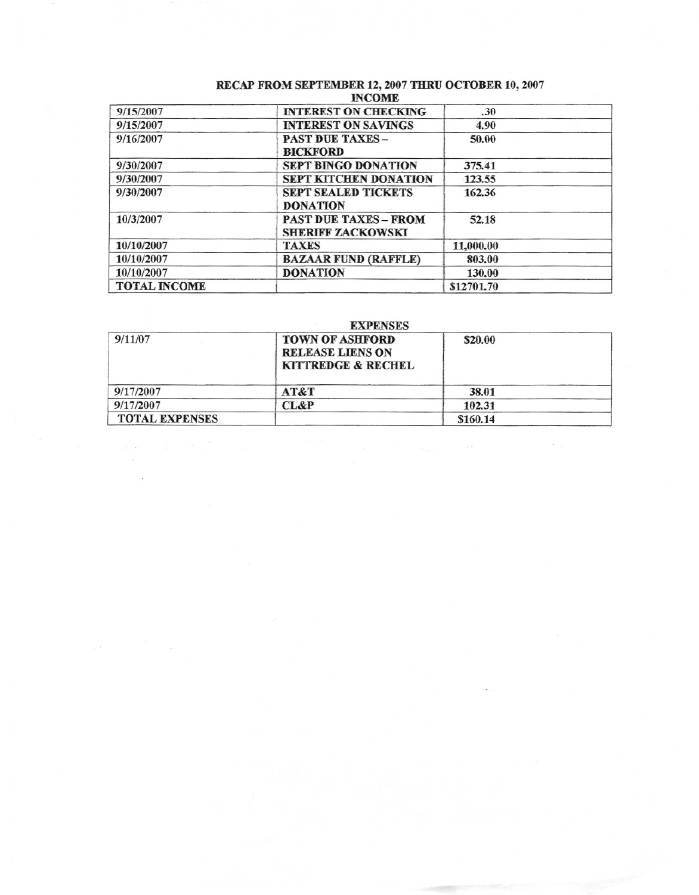## RECAP FROM SEPTEMBER 12, 2007 THRU OCTOBER 10, 2007

### INCOME

| | | |
|---|---|---|
| 9/15/2007 | **INTEREST ON CHECKING** | .30 |
| 9/15/2007 | **INTEREST ON SAVINGS** | 4.90 |
| 9/16/2007 | **PAST DUE TAXES – BICKFORD** | 50.00 |
| 9/30/2007 | **SEPT BINGO DONATION** | 375.41 |
| 9/30/2007 | **SEPT KITCHEN DONATION** | 123.55 |
| 9/30/2007 | **SEPT SEALED TICKETS DONATION** | 162.36 |
| 10/3/2007 | **PAST DUE TAXES – FROM SHERIFF ZACKOWSKI** | 52.18 |
| 10/10/2007 | **TAXES** | 11,000.00 |
| 10/10/2007 | **BAZAAR FUND (RAFFLE)** | 803.00 |
| 10/10/2007 | **DONATION** | 130.00 |
| **TOTAL INCOME** | | $12701.70 |

### EXPENSES

| | | |
|---|---|---|
| 9/11/07 | **TOWN OF ASHFORD RELEASE LIENS ON KITTREDGE & RECHEL** | $20.00 |
| 9/17/2007 | **AT&T** | 38.01 |
| 9/17/2007 | **CL&P** | 102.31 |
| **TOTAL EXPENSES** | | $160.14 |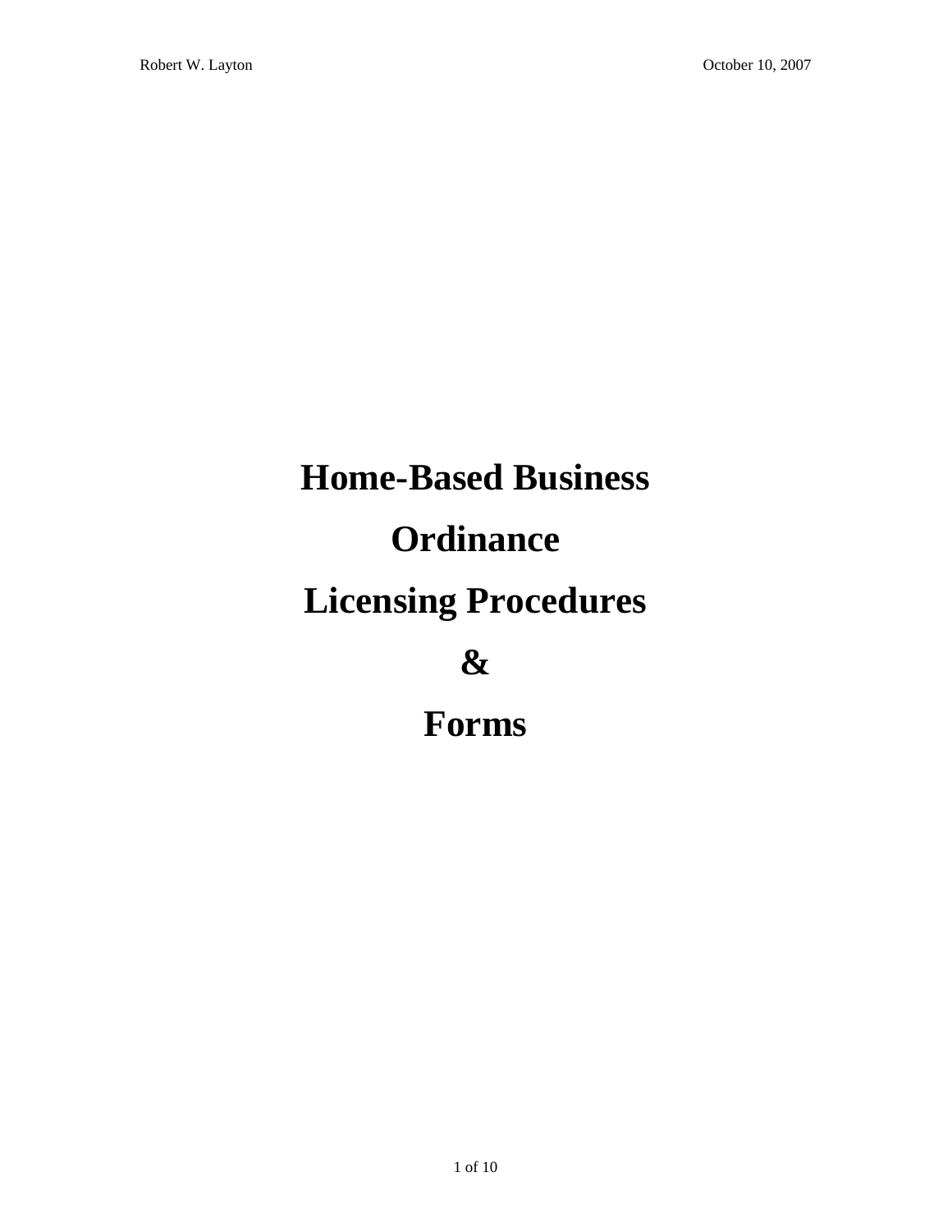# Home-Based Business

# Ordinance

# Licensing Procedures

# &

# Forms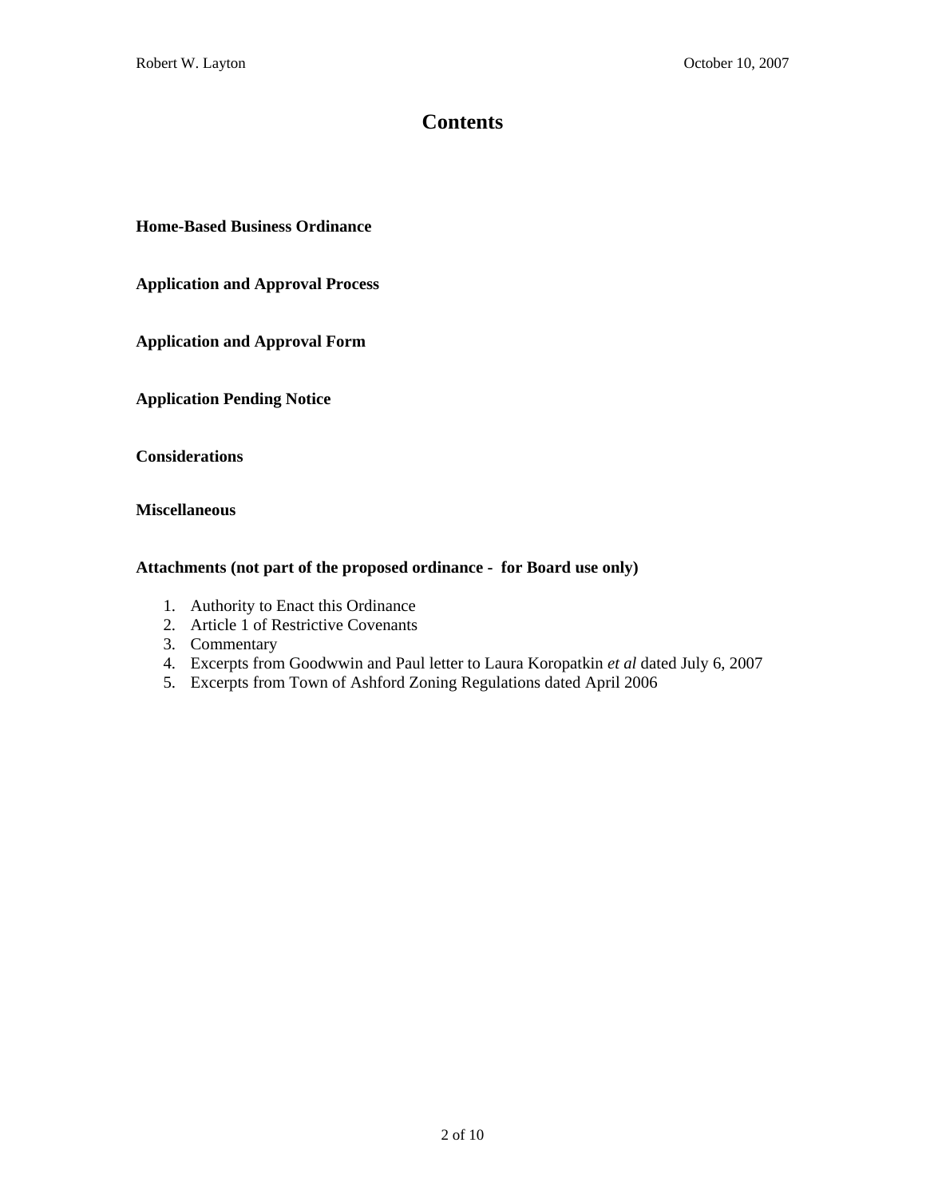# Contents

**Home-Based Business Ordinance**

**Application and Approval Process**

**Application and Approval Form**

**Application Pending Notice**

**Considerations**

**Miscellaneous**

**Attachments (not part of the proposed ordinance - for Board use only)**

1. Authority to Enact this Ordinance
2. Article 1 of Restrictive Covenants
3. Commentary
4. Excerpts from Goodwwin and Paul letter to Laura Koropatkin *et al* dated July 6, 2007
5. Excerpts from Town of Ashford Zoning Regulations dated April 2006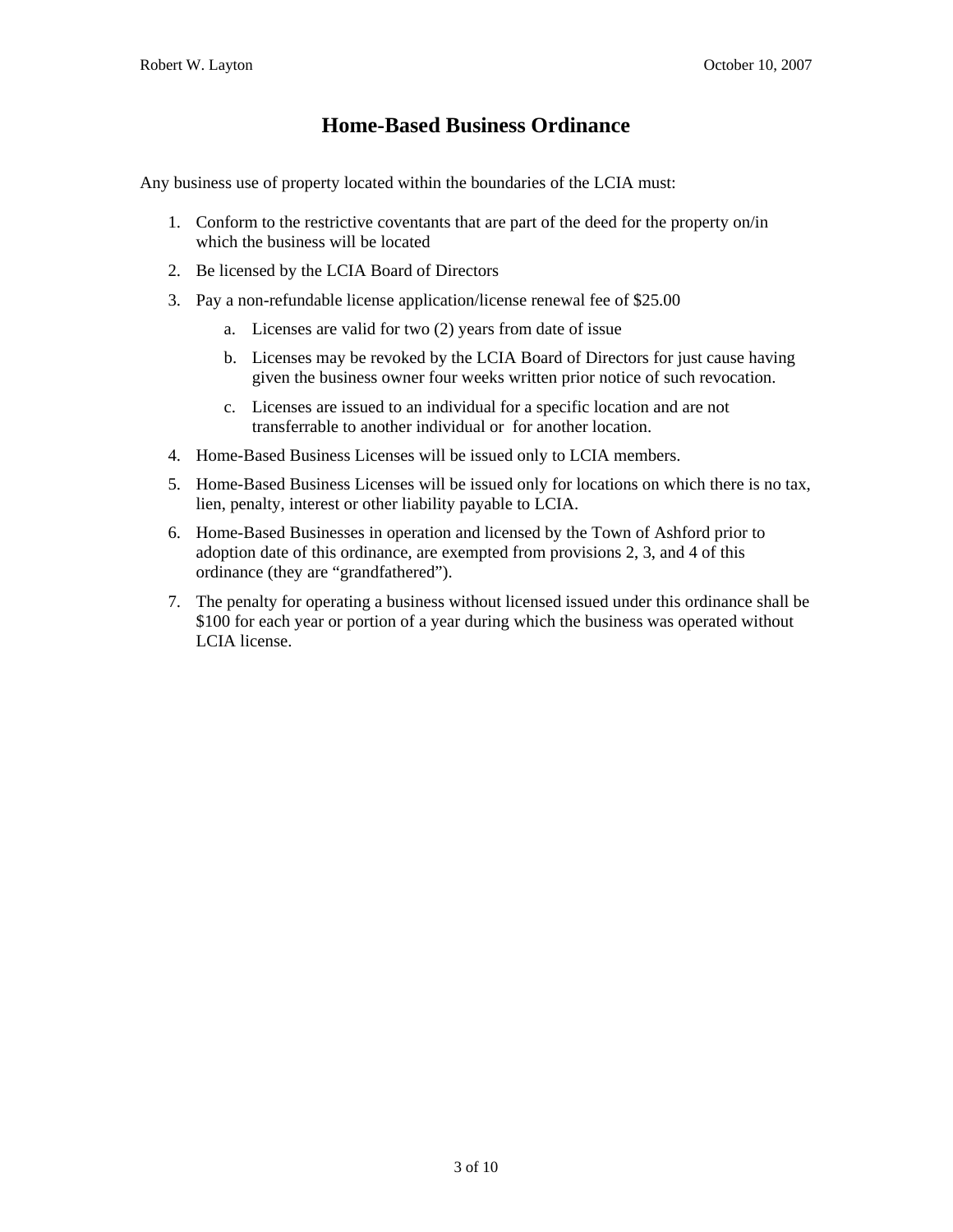# Home-Based Business Ordinance

Any business use of property located within the boundaries of the LCIA must:

1. Conform to the restrictive coventants that are part of the deed for the property on/in which the business will be located
2. Be licensed by the LCIA Board of Directors
3. Pay a non-refundable license application/license renewal fee of $25.00
    a. Licenses are valid for two (2) years from date of issue
    b. Licenses may be revoked by the LCIA Board of Directors for just cause having given the business owner four weeks written prior notice of such revocation.
    c. Licenses are issued to an individual for a specific location and are not transferrable to another individual or for another location.
4. Home-Based Business Licenses will be issued only to LCIA members.
5. Home-Based Business Licenses will be issued only for locations on which there is no tax, lien, penalty, interest or other liability payable to LCIA.
6. Home-Based Businesses in operation and licensed by the Town of Ashford prior to adoption date of this ordinance, are exempted from provisions 2, 3, and 4 of this ordinance (they are "grandfathered").
7. The penalty for operating a business without licensed issued under this ordinance shall be $100 for each year or portion of a year during which the business was operated without LCIA license.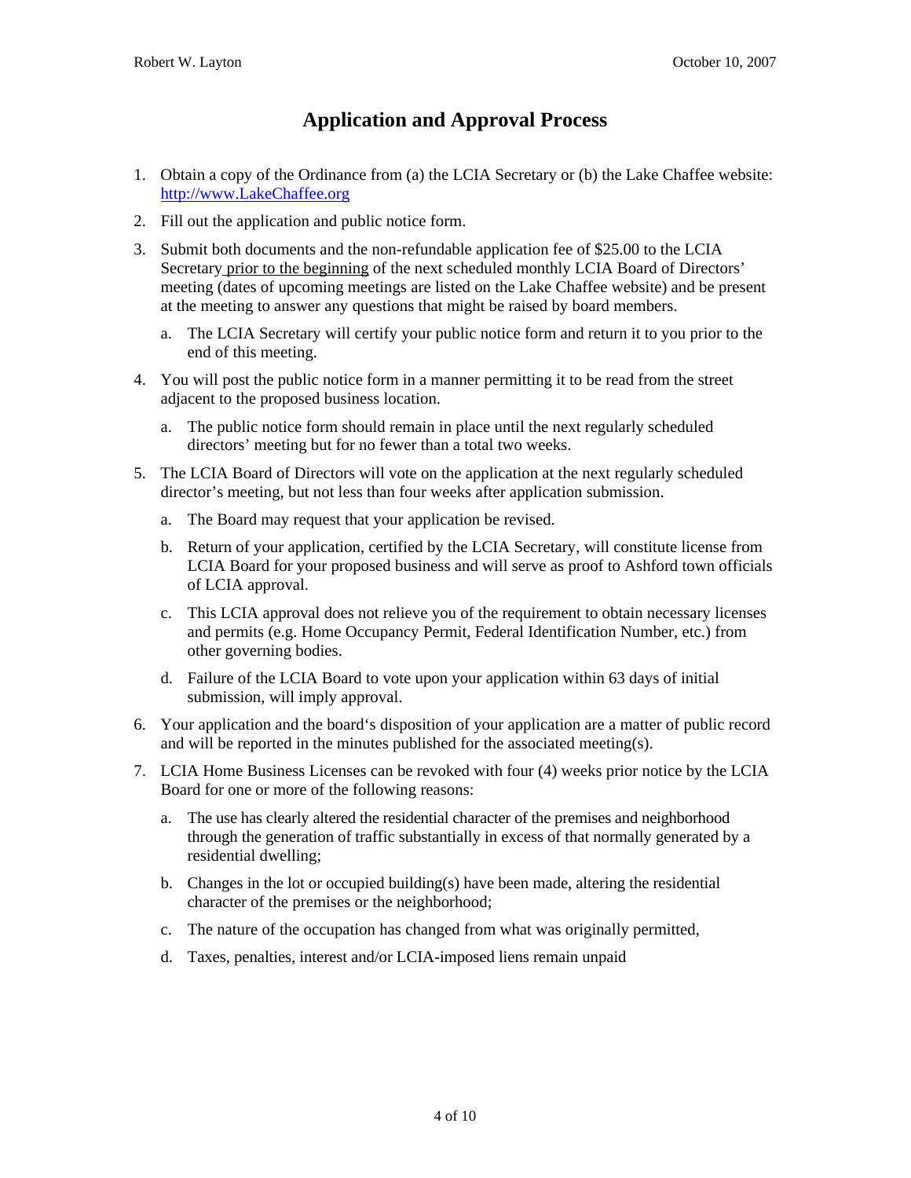# Application and Approval Process

1. Obtain a copy of the Ordinance from (a) the LCIA Secretary or (b) the Lake Chaffee website: http://www.LakeChaffee.org
2. Fill out the application and public notice form.
3. Submit both documents and the non-refundable application fee of $25.00 to the LCIA Secretary prior to the beginning of the next scheduled monthly LCIA Board of Directors' meeting (dates of upcoming meetings are listed on the Lake Chaffee website) and be present at the meeting to answer any questions that might be raised by board members.
   a. The LCIA Secretary will certify your public notice form and return it to you prior to the end of this meeting.
4. You will post the public notice form in a manner permitting it to be read from the street adjacent to the proposed business location.
   a. The public notice form should remain in place until the next regularly scheduled directors' meeting but for no fewer than a total two weeks.
5. The LCIA Board of Directors will vote on the application at the next regularly scheduled director's meeting, but not less than four weeks after application submission.
   a. The Board may request that your application be revised.
   b. Return of your application, certified by the LCIA Secretary, will constitute license from LCIA Board for your proposed business and will serve as proof to Ashford town officials of LCIA approval.
   c. This LCIA approval does not relieve you of the requirement to obtain necessary licenses and permits (e.g. Home Occupancy Permit, Federal Identification Number, etc.) from other governing bodies.
   d. Failure of the LCIA Board to vote upon your application within 63 days of initial submission, will imply approval.
6. Your application and the board's disposition of your application are a matter of public record and will be reported in the minutes published for the associated meeting(s).
7. LCIA Home Business Licenses can be revoked with four (4) weeks prior notice by the LCIA Board for one or more of the following reasons:
   a. The use has clearly altered the residential character of the premises and neighborhood through the generation of traffic substantially in excess of that normally generated by a residential dwelling;
   b. Changes in the lot or occupied building(s) have been made, altering the residential character of the premises or the neighborhood;
   c. The nature of the occupation has changed from what was originally permitted,
   d. Taxes, penalties, interest and/or LCIA-imposed liens remain unpaid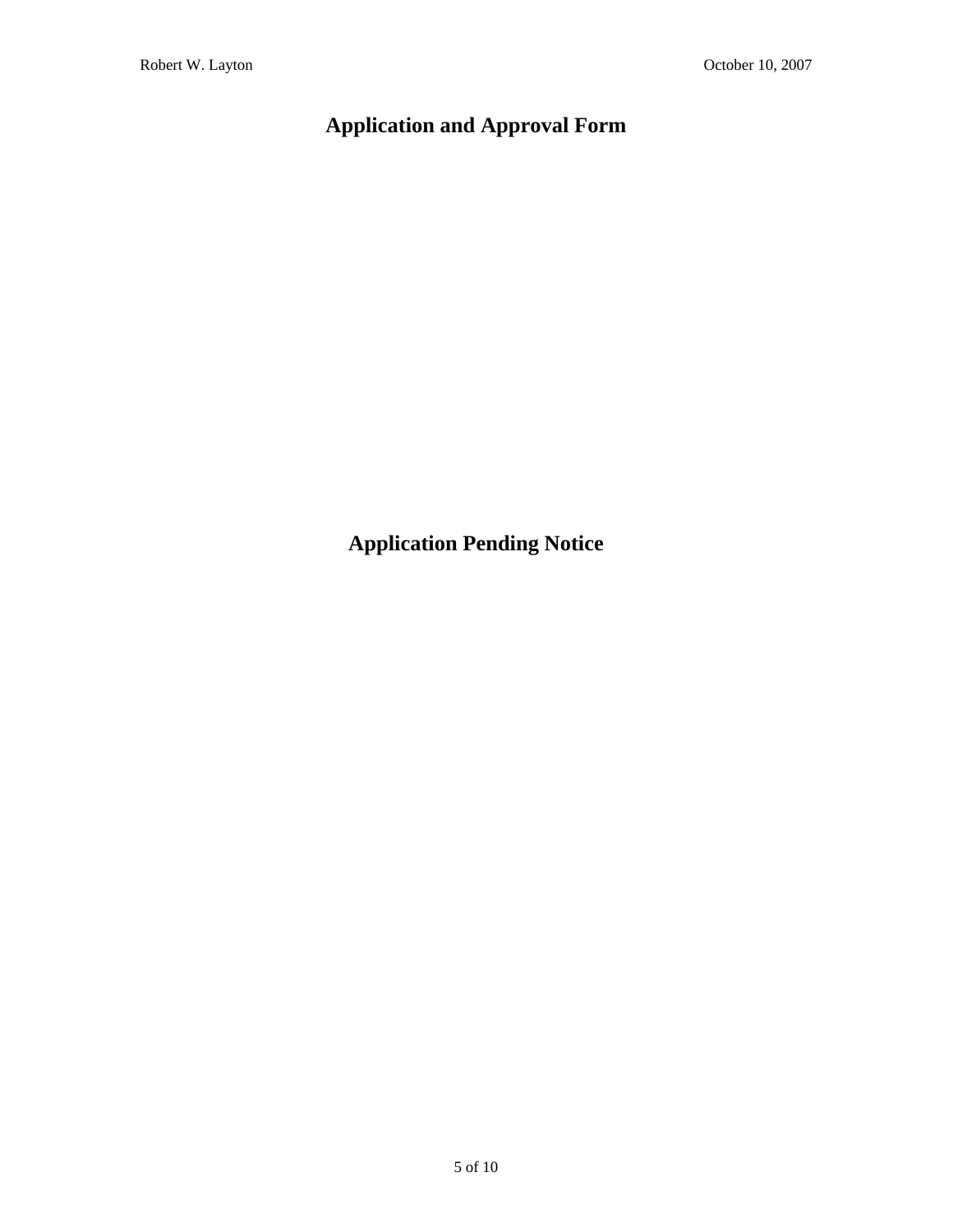## Application and Approval Form

## Application Pending Notice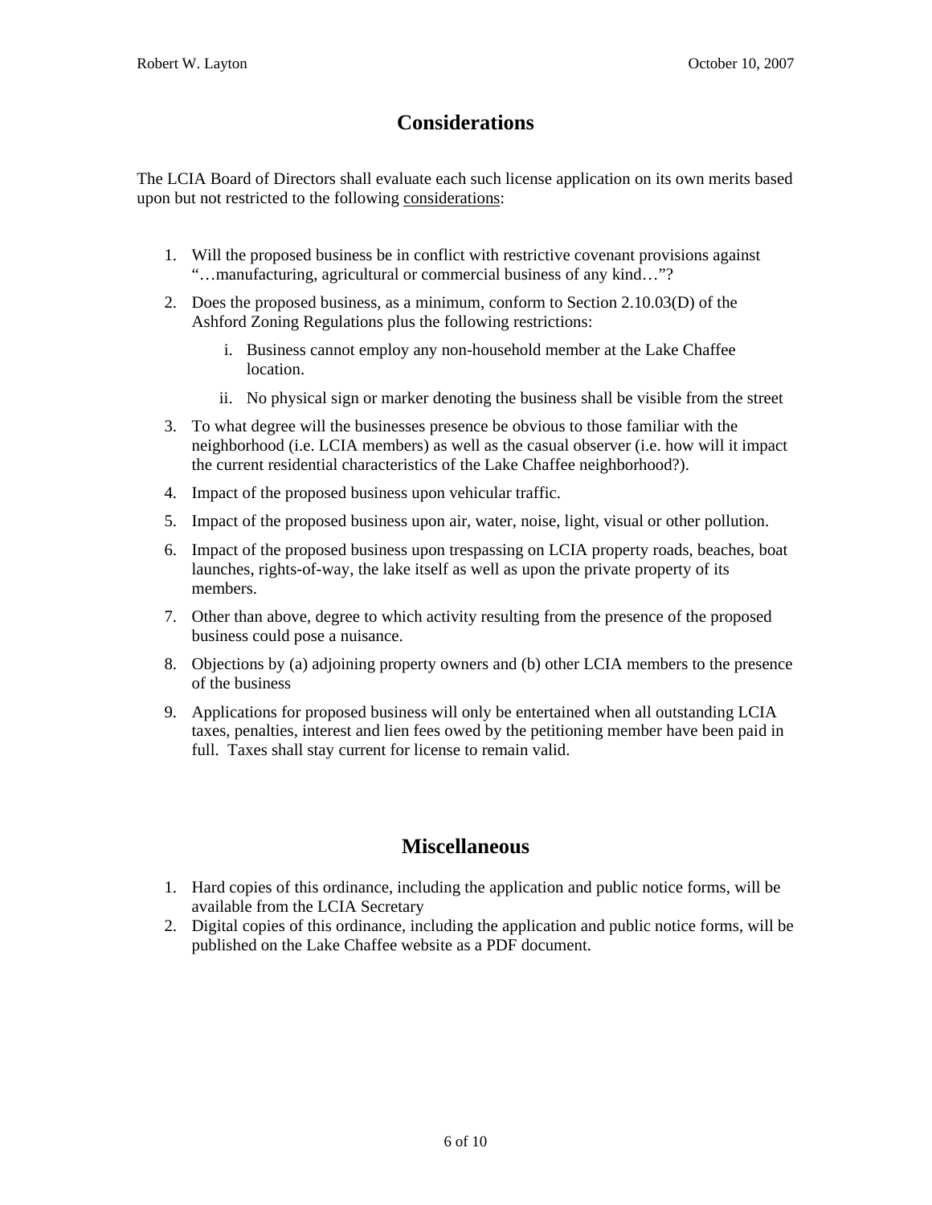# Considerations

The LCIA Board of Directors shall evaluate each such license application on its own merits based upon but not restricted to the following considerations:

1. Will the proposed business be in conflict with restrictive covenant provisions against "…manufacturing, agricultural or commercial business of any kind…"?
2. Does the proposed business, as a minimum, conform to Section 2.10.03(D) of the Ashford Zoning Regulations plus the following restrictions:
   i. Business cannot employ any non-household member at the Lake Chaffee location.
   ii. No physical sign or marker denoting the business shall be visible from the street
3. To what degree will the businesses presence be obvious to those familiar with the neighborhood (i.e. LCIA members) as well as the casual observer (i.e. how will it impact the current residential characteristics of the Lake Chaffee neighborhood?).
4. Impact of the proposed business upon vehicular traffic.
5. Impact of the proposed business upon air, water, noise, light, visual or other pollution.
6. Impact of the proposed business upon trespassing on LCIA property roads, beaches, boat launches, rights-of-way, the lake itself as well as upon the private property of its members.
7. Other than above, degree to which activity resulting from the presence of the proposed business could pose a nuisance.
8. Objections by (a) adjoining property owners and (b) other LCIA members to the presence of the business
9. Applications for proposed business will only be entertained when all outstanding LCIA taxes, penalties, interest and lien fees owed by the petitioning member have been paid in full. Taxes shall stay current for license to remain valid.

# Miscellaneous

1. Hard copies of this ordinance, including the application and public notice forms, will be available from the LCIA Secretary
2. Digital copies of this ordinance, including the application and public notice forms, will be published on the Lake Chaffee website as a PDF document.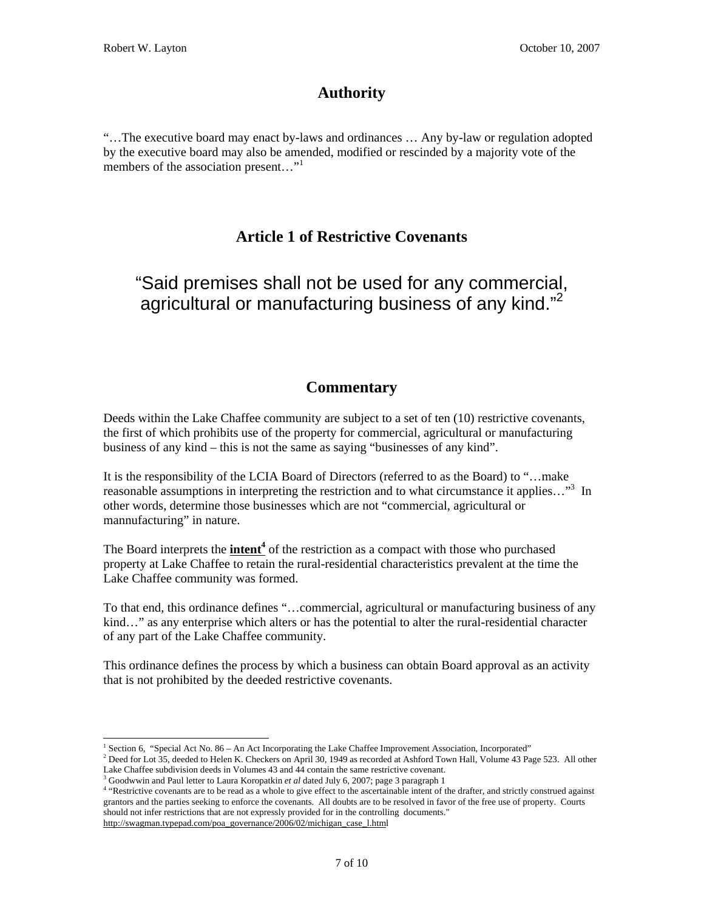## Authority

"…The executive board may enact by-laws and ordinances … Any by-law or regulation adopted by the executive board may also be amended, modified or rescinded by a majority vote of the members of the association present…"[1]

## Article 1 of Restrictive Covenants

"Said premises shall not be used for any commercial, agricultural or manufacturing business of any kind."[2]

## Commentary

Deeds within the Lake Chaffee community are subject to a set of ten (10) restrictive covenants, the first of which prohibits use of the property for commercial, agricultural or manufacturing business of any kind – this is not the same as saying "businesses of any kind".

It is the responsibility of the LCIA Board of Directors (referred to as the Board) to "…make reasonable assumptions in interpreting the restriction and to what circumstance it applies…"[3] In other words, determine those businesses which are not "commercial, agricultural or mannufacturing" in nature.

The Board interprets the **intent**[4] of the restriction as a compact with those who purchased property at Lake Chaffee to retain the rural-residential characteristics prevalent at the time the Lake Chaffee community was formed.

To that end, this ordinance defines "…commercial, agricultural or manufacturing business of any kind…" as any enterprise which alters or has the potential to alter the rural-residential character of any part of the Lake Chaffee community.

This ordinance defines the process by which a business can obtain Board approval as an activity that is not prohibited by the deeded restrictive covenants.

---

[1] Section 6, "Special Act No. 86 – An Act Incorporating the Lake Chaffee Improvement Association, Incorporated"

[2] Deed for Lot 35, deeded to Helen K. Checkers on April 30, 1949 as recorded at Ashford Town Hall, Volume 43 Page 523. All other Lake Chaffee subdivision deeds in Volumes 43 and 44 contain the same restrictive covenant.

[3] Goodwwin and Paul letter to Laura Koropatkin *et al* dated July 6, 2007; page 3 paragraph 1

[4] "Restrictive covenants are to be read as a whole to give effect to the ascertainable intent of the drafter, and strictly construed against grantors and the parties seeking to enforce the covenants. All doubts are to be resolved in favor of the free use of property. Courts should not infer restrictions that are not expressly provided for in the controlling documents." http://swagman.typepad.com/poa_governance/2006/02/michigan_case_l.html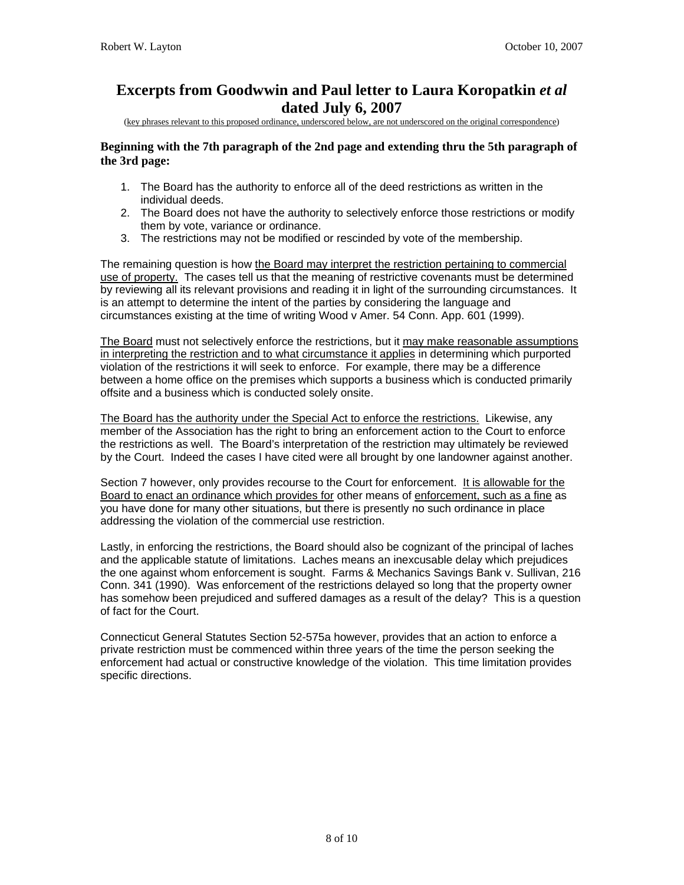# Excerpts from Goodwwin and Paul letter to Laura Koropatkin *et al* dated July 6, 2007

(key phrases relevant to this proposed ordinance, underscored below, are not underscored on the original correspondence)

**Beginning with the 7th paragraph of the 2nd page and extending thru the 5th paragraph of the 3rd page:**

1. The Board has the authority to enforce all of the deed restrictions as written in the individual deeds.
2. The Board does not have the authority to selectively enforce those restrictions or modify them by vote, variance or ordinance.
3. The restrictions may not be modified or rescinded by vote of the membership.

The remaining question is how <u>the Board may interpret the restriction pertaining to commercial use of property.</u> The cases tell us that the meaning of restrictive covenants must be determined by reviewing all its relevant provisions and reading it in light of the surrounding circumstances. It is an attempt to determine the intent of the parties by considering the language and circumstances existing at the time of writing Wood v Amer. 54 Conn. App. 601 (1999).

<u>The Board</u> must not selectively enforce the restrictions, but it <u>may make reasonable assumptions in interpreting the restriction and to what circumstance it applies</u> in determining which purported violation of the restrictions it will seek to enforce. For example, there may be a difference between a home office on the premises which supports a business which is conducted primarily offsite and a business which is conducted solely onsite.

<u>The Board has the authority under the Special Act to enforce the restrictions.</u> Likewise, any member of the Association has the right to bring an enforcement action to the Court to enforce the restrictions as well. The Board's interpretation of the restriction may ultimately be reviewed by the Court. Indeed the cases I have cited were all brought by one landowner against another.

Section 7 however, only provides recourse to the Court for enforcement. <u>It is allowable for the Board to enact an ordinance which provides for</u> other means of <u>enforcement, such as a fine</u> as you have done for many other situations, but there is presently no such ordinance in place addressing the violation of the commercial use restriction.

Lastly, in enforcing the restrictions, the Board should also be cognizant of the principal of laches and the applicable statute of limitations. Laches means an inexcusable delay which prejudices the one against whom enforcement is sought. Farms & Mechanics Savings Bank v. Sullivan, 216 Conn. 341 (1990). Was enforcement of the restrictions delayed so long that the property owner has somehow been prejudiced and suffered damages as a result of the delay? This is a question of fact for the Court.

Connecticut General Statutes Section 52-575a however, provides that an action to enforce a private restriction must be commenced within three years of the time the person seeking the enforcement had actual or constructive knowledge of the violation. This time limitation provides specific directions.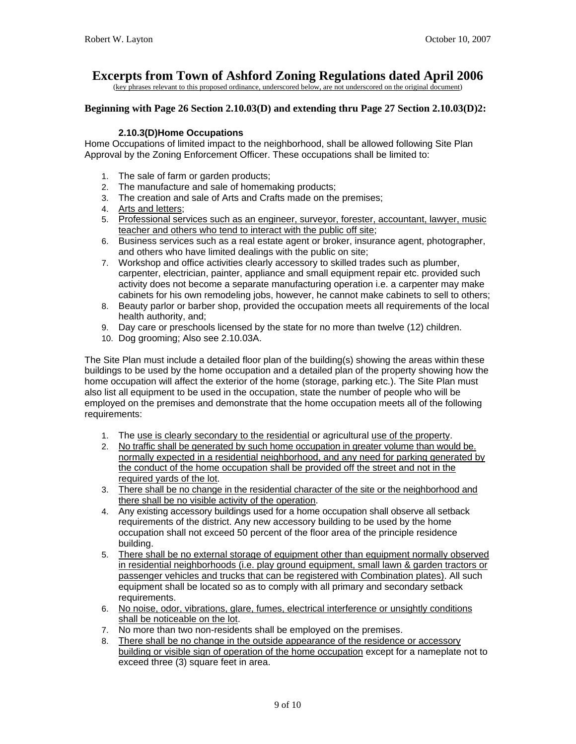# Excerpts from Town of Ashford Zoning Regulations dated April 2006

(key phrases relevant to this proposed ordinance, underscored below, are not underscored on the original document)

### Beginning with Page 26 Section 2.10.03(D) and extending thru Page 27 Section 2.10.03(D)2:

#### 2.10.3(D)Home Occupations

Home Occupations of limited impact to the neighborhood, shall be allowed following Site Plan Approval by the Zoning Enforcement Officer. These occupations shall be limited to:

1. The sale of farm or garden products;
2. The manufacture and sale of homemaking products;
3. The creation and sale of Arts and Crafts made on the premises;
4. <u>Arts and letters</u>;
5. <u>Professional services such as an engineer, surveyor, forester, accountant, lawyer, music teacher and others who tend to interact with the public off site</u>;
6. Business services such as a real estate agent or broker, insurance agent, photographer, and others who have limited dealings with the public on site;
7. Workshop and office activities clearly accessory to skilled trades such as plumber, carpenter, electrician, painter, appliance and small equipment repair etc. provided such activity does not become a separate manufacturing operation i.e. a carpenter may make cabinets for his own remodeling jobs, however, he cannot make cabinets to sell to others;
8. Beauty parlor or barber shop, provided the occupation meets all requirements of the local health authority, and;
9. Day care or preschools licensed by the state for no more than twelve (12) children.
10. Dog grooming; Also see 2.10.03A.

The Site Plan must include a detailed floor plan of the building(s) showing the areas within these buildings to be used by the home occupation and a detailed plan of the property showing how the home occupation will affect the exterior of the home (storage, parking etc.). The Site Plan must also list all equipment to be used in the occupation, state the number of people who will be employed on the premises and demonstrate that the home occupation meets all of the following requirements:

1. The <u>use is clearly secondary to the residential</u> or agricultural <u>use of the property</u>.
2. <u>No traffic shall be generated by such home occupation in greater volume than would be. normally expected in a residential neighborhood, and any need for parking generated by the conduct of the home occupation shall be provided off the street and not in the required yards of the lot</u>.
3. <u>There shall be no change in the residential character of the site or the neighborhood and there shall be no visible activity of the operation</u>.
4. Any existing accessory buildings used for a home occupation shall observe all setback requirements of the district. Any new accessory building to be used by the home occupation shall not exceed 50 percent of the floor area of the principle residence building.
5. <u>There shall be no external storage of equipment other than equipment normally observed in residential neighborhoods (i.e. play ground equipment, small lawn & garden tractors or passenger vehicles and trucks that can be registered with Combination plates)</u>. All such equipment shall be located so as to comply with all primary and secondary setback requirements.
6. <u>No noise, odor, vibrations, glare, fumes, electrical interference or unsightly conditions shall be noticeable on the lot</u>.
7. No more than two non-residents shall be employed on the premises.
8. <u>There shall be no change in the outside appearance of the residence or accessory building or visible sign of operation of the home occupation</u> except for a nameplate not to exceed three (3) square feet in area.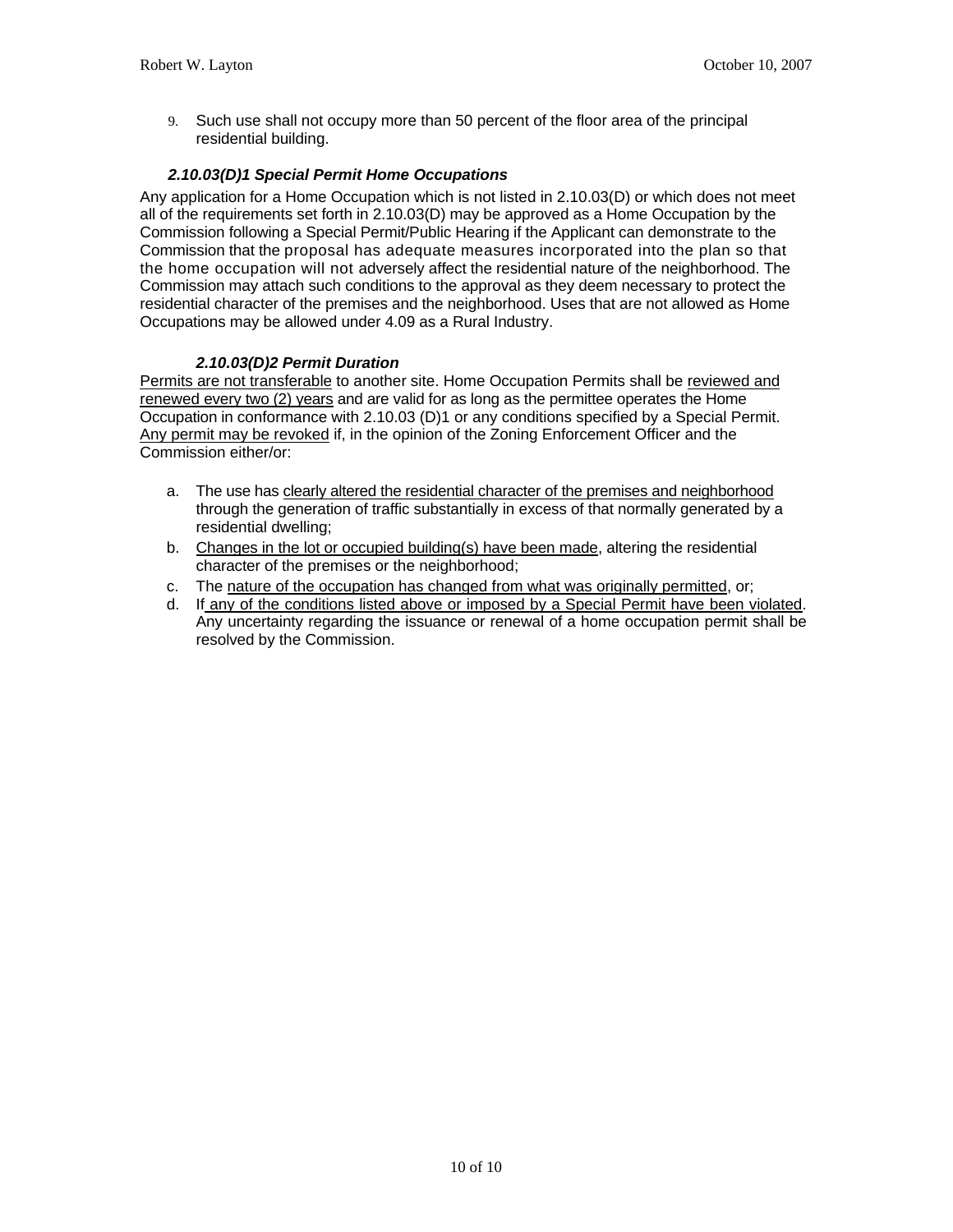9. Such use shall not occupy more than 50 percent of the floor area of the principal residential building.

### *2.10.03(D)1 Special Permit Home Occupations*

Any application for a Home Occupation which is not listed in 2.10.03(D) or which does not meet all of the requirements set forth in 2.10.03(D) may be approved as a Home Occupation by the Commission following a Special Permit/Public Hearing if the Applicant can demonstrate to the Commission that the proposal has adequate measures incorporated into the plan so that the home occupation will not adversely affect the residential nature of the neighborhood. The Commission may attach such conditions to the approval as they deem necessary to protect the residential character of the premises and the neighborhood. Uses that are not allowed as Home Occupations may be allowed under 4.09 as a Rural Industry.

### *2.10.03(D)2 Permit Duration*

<u>Permits are not transferable</u> to another site. Home Occupation Permits shall be <u>reviewed and renewed every two (2) years</u> and are valid for as long as the permittee operates the Home Occupation in conformance with 2.10.03 (D)1 or any conditions specified by a Special Permit. <u>Any permit may be revoked</u> if, in the opinion of the Zoning Enforcement Officer and the Commission either/or:

a. The use has <u>clearly altered the residential character of the premises and neighborhood</u> through the generation of traffic substantially in excess of that normally generated by a residential dwelling;
b. <u>Changes in the lot or occupied building(s) have been made</u>, altering the residential character of the premises or the neighborhood;
c. The <u>nature of the occupation has changed from what was originally permitted</u>, or;
d. If <u>any of the conditions listed above or imposed by a Special Permit have been violated</u>. Any uncertainty regarding the issuance or renewal of a home occupation permit shall be resolved by the Commission.